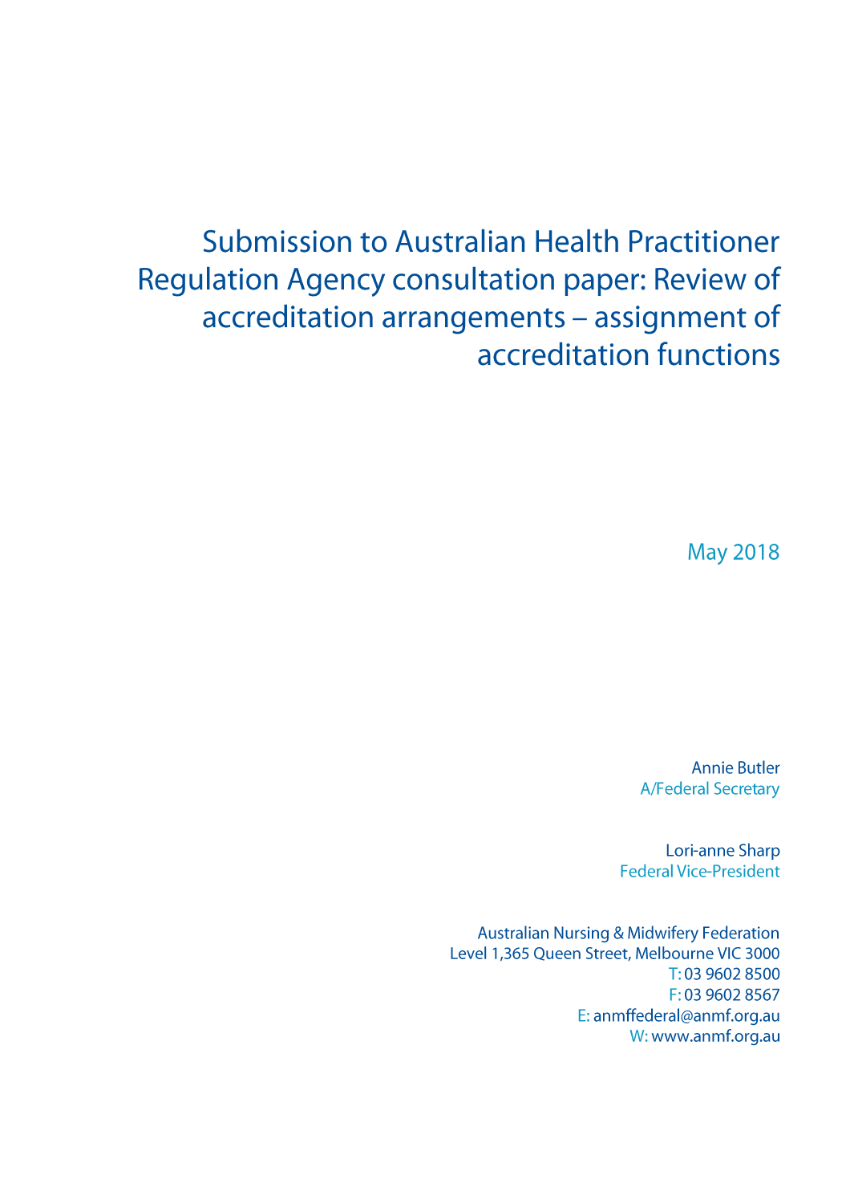# Submission to Australian Health Practitioner Regulation Agency consultation paper: Review of accreditation arrangements – assignment of accreditation functions

May 2018

Annie Butler
A/Federal Secretary

Lori-anne Sharp
Federal Vice-President

Australian Nursing & Midwifery Federation
Level 1,365 Queen Street, Melbourne VIC 3000
T: 03 9602 8500
F: 03 9602 8567
E: anmffederal@anmf.org.au
W: www.anmf.org.au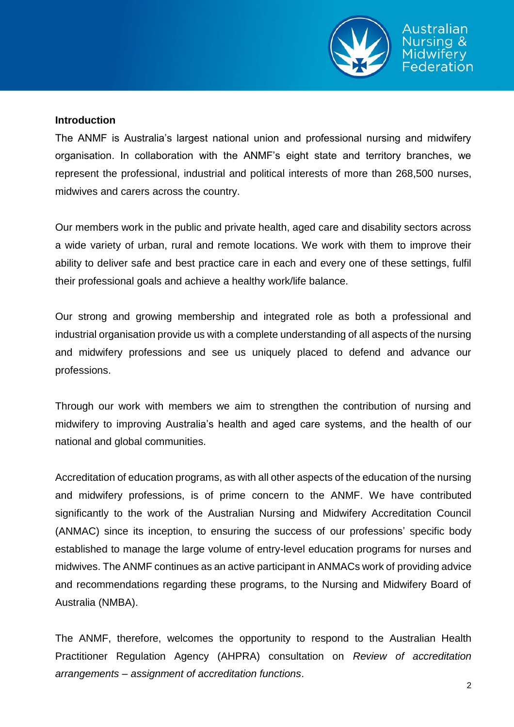**Introduction**

The ANMF is Australia's largest national union and professional nursing and midwifery organisation. In collaboration with the ANMF's eight state and territory branches, we represent the professional, industrial and political interests of more than 268,500 nurses, midwives and carers across the country.

Our members work in the public and private health, aged care and disability sectors across a wide variety of urban, rural and remote locations. We work with them to improve their ability to deliver safe and best practice care in each and every one of these settings, fulfil their professional goals and achieve a healthy work/life balance.

Our strong and growing membership and integrated role as both a professional and industrial organisation provide us with a complete understanding of all aspects of the nursing and midwifery professions and see us uniquely placed to defend and advance our professions.

Through our work with members we aim to strengthen the contribution of nursing and midwifery to improving Australia's health and aged care systems, and the health of our national and global communities.

Accreditation of education programs, as with all other aspects of the education of the nursing and midwifery professions, is of prime concern to the ANMF. We have contributed significantly to the work of the Australian Nursing and Midwifery Accreditation Council (ANMAC) since its inception, to ensuring the success of our professions' specific body established to manage the large volume of entry-level education programs for nurses and midwives. The ANMF continues as an active participant in ANMACs work of providing advice and recommendations regarding these programs, to the Nursing and Midwifery Board of Australia (NMBA).

The ANMF, therefore, welcomes the opportunity to respond to the Australian Health Practitioner Regulation Agency (AHPRA) consultation on *Review of accreditation arrangements – assignment of accreditation functions*.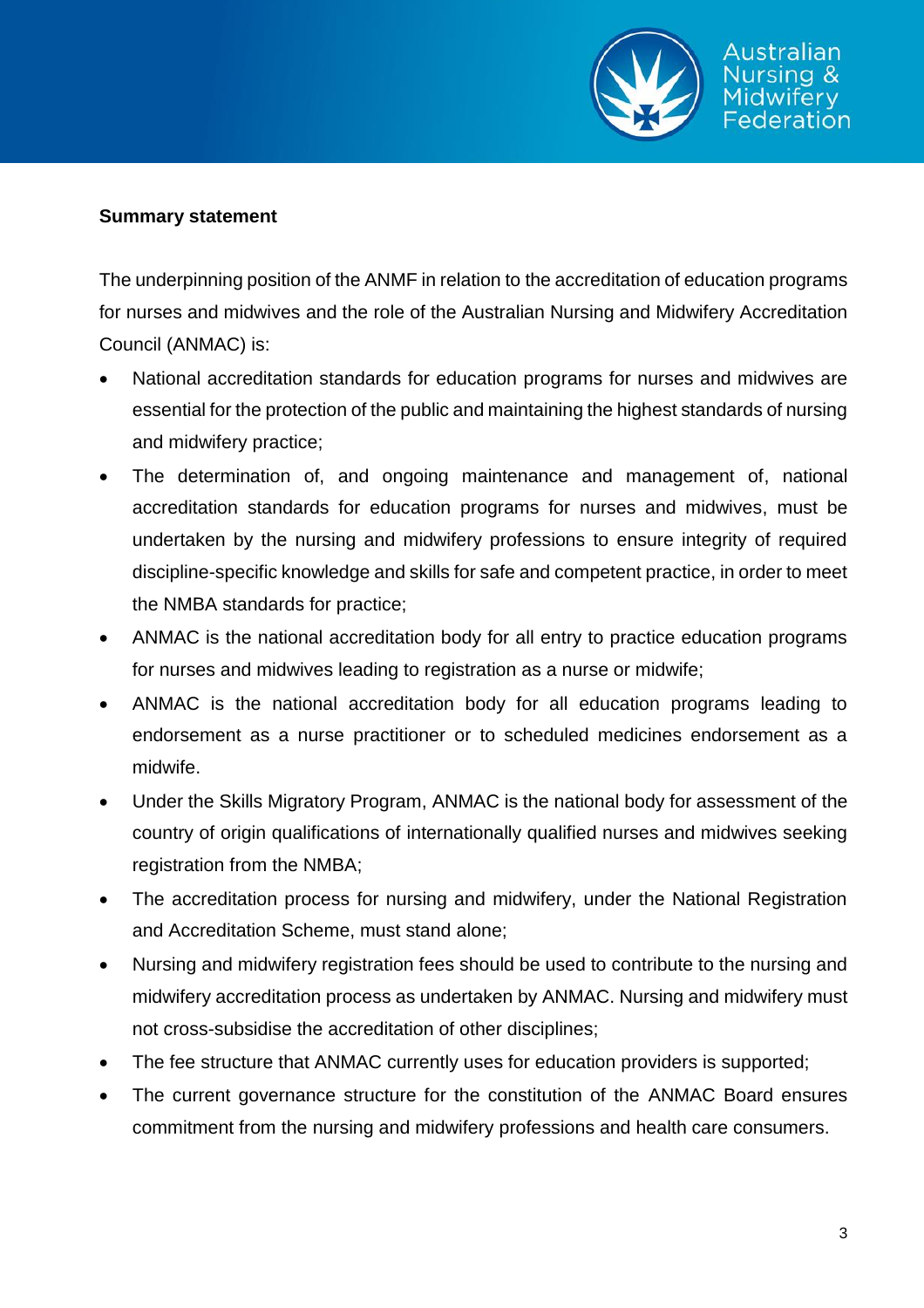**Summary statement**

The underpinning position of the ANMF in relation to the accreditation of education programs for nurses and midwives and the role of the Australian Nursing and Midwifery Accreditation Council (ANMAC) is:

- National accreditation standards for education programs for nurses and midwives are essential for the protection of the public and maintaining the highest standards of nursing and midwifery practice;
- The determination of, and ongoing maintenance and management of, national accreditation standards for education programs for nurses and midwives, must be undertaken by the nursing and midwifery professions to ensure integrity of required discipline-specific knowledge and skills for safe and competent practice, in order to meet the NMBA standards for practice;
- ANMAC is the national accreditation body for all entry to practice education programs for nurses and midwives leading to registration as a nurse or midwife;
- ANMAC is the national accreditation body for all education programs leading to endorsement as a nurse practitioner or to scheduled medicines endorsement as a midwife.
- Under the Skills Migratory Program, ANMAC is the national body for assessment of the country of origin qualifications of internationally qualified nurses and midwives seeking registration from the NMBA;
- The accreditation process for nursing and midwifery, under the National Registration and Accreditation Scheme, must stand alone;
- Nursing and midwifery registration fees should be used to contribute to the nursing and midwifery accreditation process as undertaken by ANMAC. Nursing and midwifery must not cross-subsidise the accreditation of other disciplines;
- The fee structure that ANMAC currently uses for education providers is supported;
- The current governance structure for the constitution of the ANMAC Board ensures commitment from the nursing and midwifery professions and health care consumers.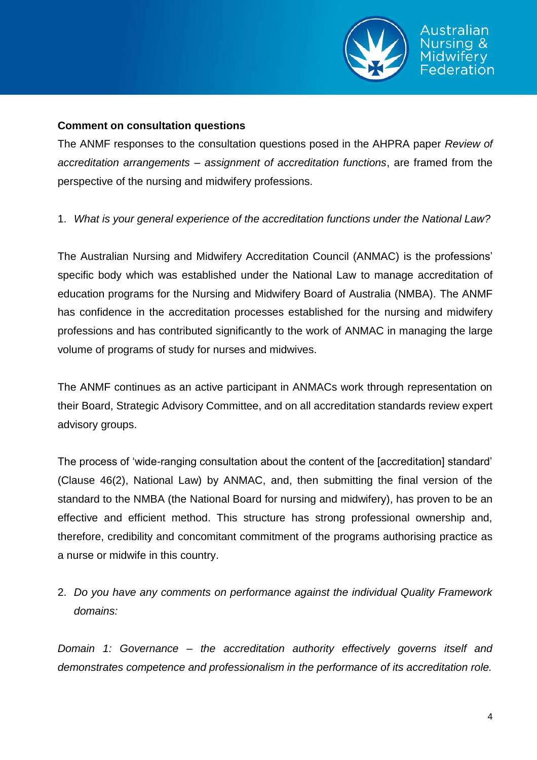**Comment on consultation questions**

The ANMF responses to the consultation questions posed in the AHPRA paper *Review of accreditation arrangements – assignment of accreditation functions*, are framed from the perspective of the nursing and midwifery professions.

1. *What is your general experience of the accreditation functions under the National Law?*

The Australian Nursing and Midwifery Accreditation Council (ANMAC) is the professions' specific body which was established under the National Law to manage accreditation of education programs for the Nursing and Midwifery Board of Australia (NMBA). The ANMF has confidence in the accreditation processes established for the nursing and midwifery professions and has contributed significantly to the work of ANMAC in managing the large volume of programs of study for nurses and midwives.

The ANMF continues as an active participant in ANMACs work through representation on their Board, Strategic Advisory Committee, and on all accreditation standards review expert advisory groups.

The process of 'wide-ranging consultation about the content of the [accreditation] standard' (Clause 46(2), National Law) by ANMAC, and, then submitting the final version of the standard to the NMBA (the National Board for nursing and midwifery), has proven to be an effective and efficient method. This structure has strong professional ownership and, therefore, credibility and concomitant commitment of the programs authorising practice as a nurse or midwife in this country.

2. *Do you have any comments on performance against the individual Quality Framework domains:*

*Domain 1: Governance – the accreditation authority effectively governs itself and demonstrates competence and professionalism in the performance of its accreditation role.*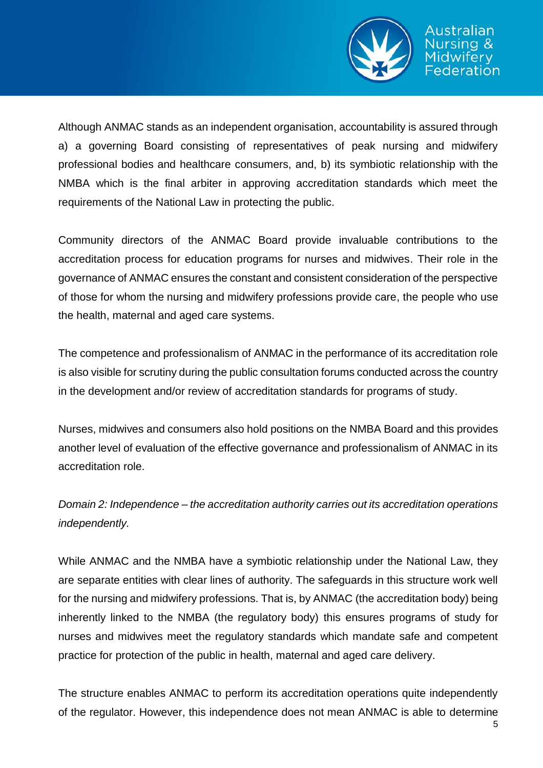Although ANMAC stands as an independent organisation, accountability is assured through a) a governing Board consisting of representatives of peak nursing and midwifery professional bodies and healthcare consumers, and, b) its symbiotic relationship with the NMBA which is the final arbiter in approving accreditation standards which meet the requirements of the National Law in protecting the public.

Community directors of the ANMAC Board provide invaluable contributions to the accreditation process for education programs for nurses and midwives. Their role in the governance of ANMAC ensures the constant and consistent consideration of the perspective of those for whom the nursing and midwifery professions provide care, the people who use the health, maternal and aged care systems.

The competence and professionalism of ANMAC in the performance of its accreditation role is also visible for scrutiny during the public consultation forums conducted across the country in the development and/or review of accreditation standards for programs of study.

Nurses, midwives and consumers also hold positions on the NMBA Board and this provides another level of evaluation of the effective governance and professionalism of ANMAC in its accreditation role.

*Domain 2: Independence – the accreditation authority carries out its accreditation operations independently.*

While ANMAC and the NMBA have a symbiotic relationship under the National Law, they are separate entities with clear lines of authority. The safeguards in this structure work well for the nursing and midwifery professions. That is, by ANMAC (the accreditation body) being inherently linked to the NMBA (the regulatory body) this ensures programs of study for nurses and midwives meet the regulatory standards which mandate safe and competent practice for protection of the public in health, maternal and aged care delivery.

The structure enables ANMAC to perform its accreditation operations quite independently of the regulator. However, this independence does not mean ANMAC is able to determine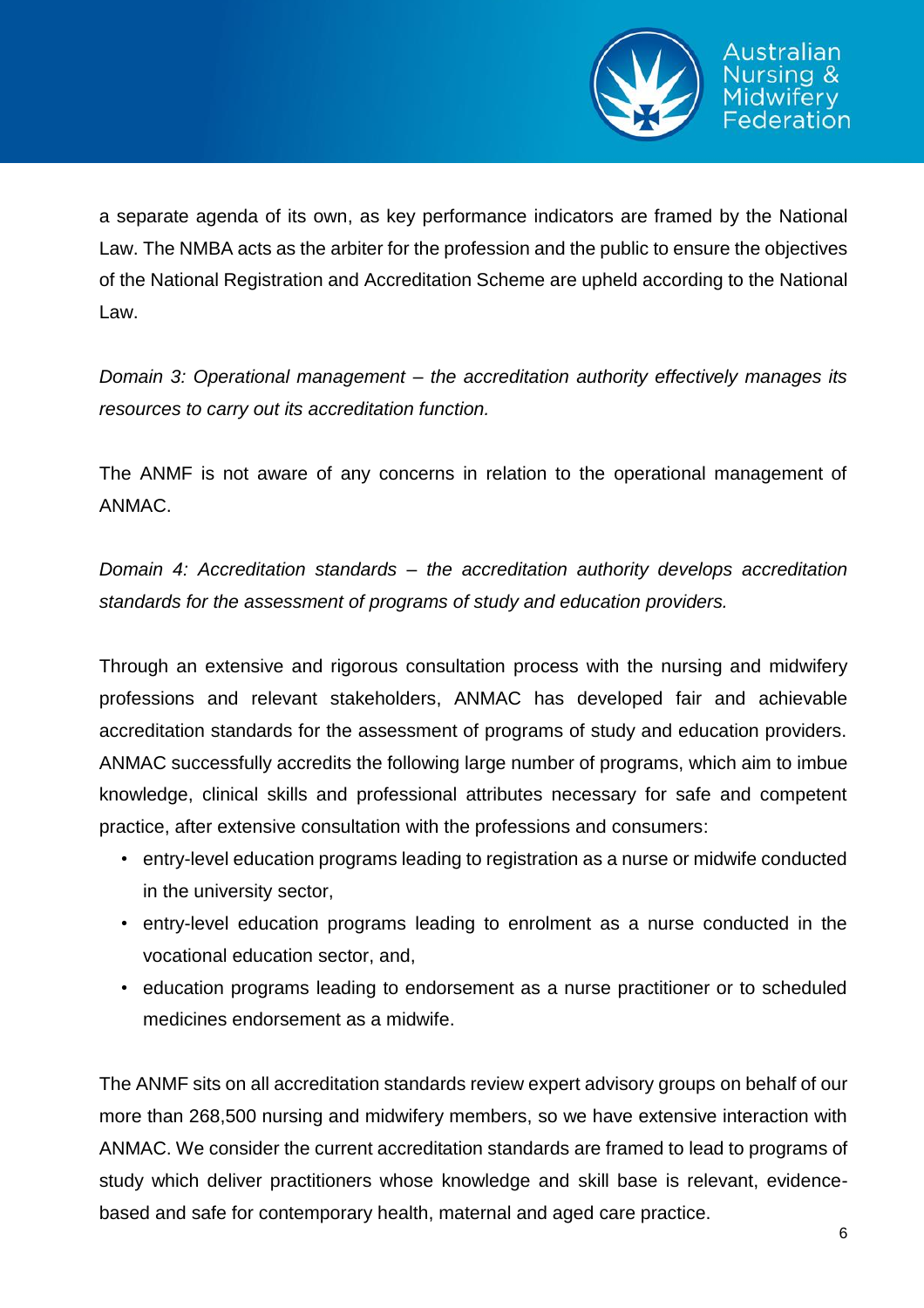a separate agenda of its own, as key performance indicators are framed by the National Law. The NMBA acts as the arbiter for the profession and the public to ensure the objectives of the National Registration and Accreditation Scheme are upheld according to the National Law.

*Domain 3: Operational management – the accreditation authority effectively manages its resources to carry out its accreditation function.*

The ANMF is not aware of any concerns in relation to the operational management of ANMAC.

*Domain 4: Accreditation standards – the accreditation authority develops accreditation standards for the assessment of programs of study and education providers.*

Through an extensive and rigorous consultation process with the nursing and midwifery professions and relevant stakeholders, ANMAC has developed fair and achievable accreditation standards for the assessment of programs of study and education providers. ANMAC successfully accredits the following large number of programs, which aim to imbue knowledge, clinical skills and professional attributes necessary for safe and competent practice, after extensive consultation with the professions and consumers:

- entry-level education programs leading to registration as a nurse or midwife conducted in the university sector,
- entry-level education programs leading to enrolment as a nurse conducted in the vocational education sector, and,
- education programs leading to endorsement as a nurse practitioner or to scheduled medicines endorsement as a midwife.

The ANMF sits on all accreditation standards review expert advisory groups on behalf of our more than 268,500 nursing and midwifery members, so we have extensive interaction with ANMAC. We consider the current accreditation standards are framed to lead to programs of study which deliver practitioners whose knowledge and skill base is relevant, evidence-based and safe for contemporary health, maternal and aged care practice.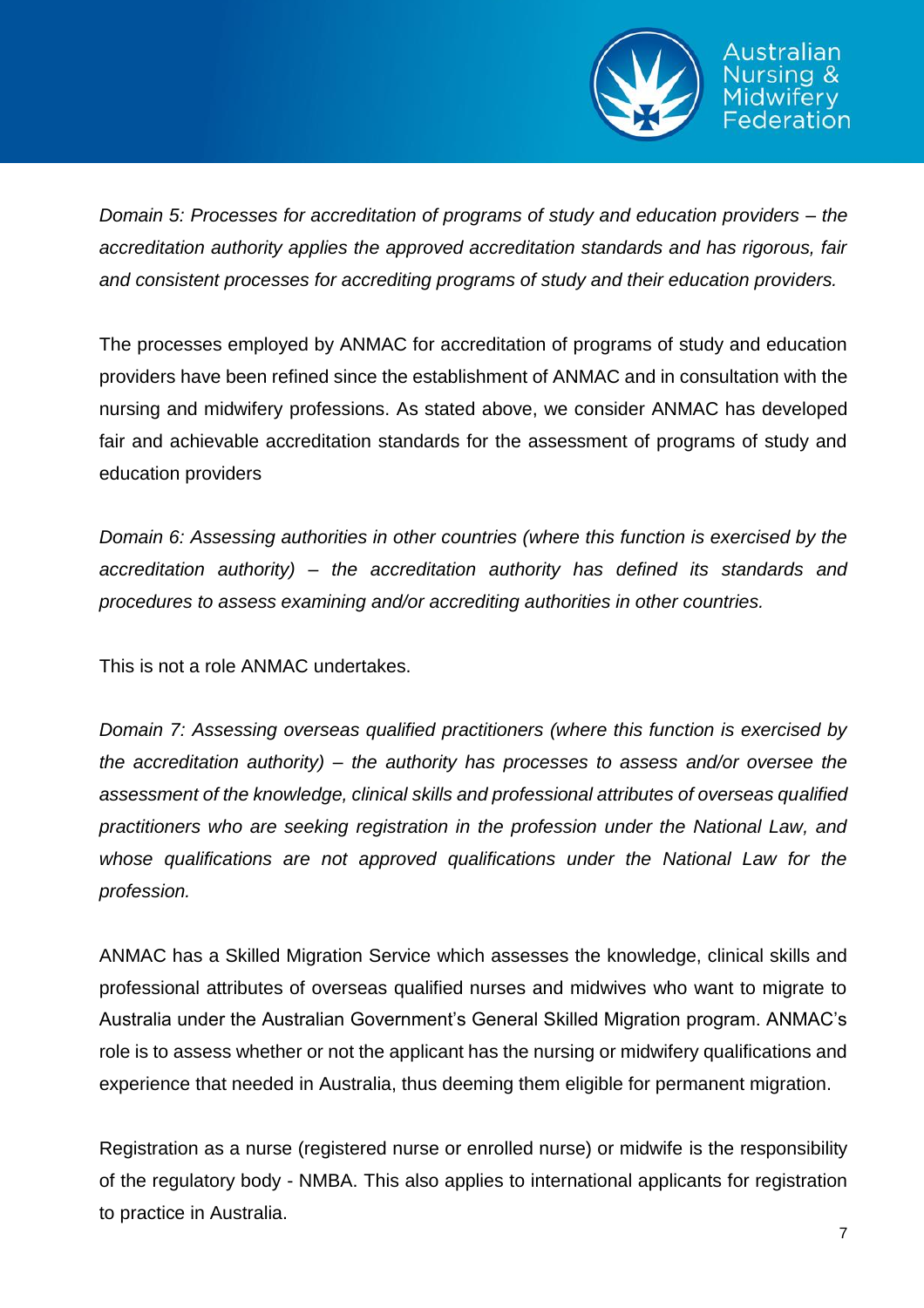*Domain 5: Processes for accreditation of programs of study and education providers – the accreditation authority applies the approved accreditation standards and has rigorous, fair and consistent processes for accrediting programs of study and their education providers.*

The processes employed by ANMAC for accreditation of programs of study and education providers have been refined since the establishment of ANMAC and in consultation with the nursing and midwifery professions. As stated above, we consider ANMAC has developed fair and achievable accreditation standards for the assessment of programs of study and education providers

*Domain 6: Assessing authorities in other countries (where this function is exercised by the accreditation authority) – the accreditation authority has defined its standards and procedures to assess examining and/or accrediting authorities in other countries.*

This is not a role ANMAC undertakes.

*Domain 7: Assessing overseas qualified practitioners (where this function is exercised by the accreditation authority) – the authority has processes to assess and/or oversee the assessment of the knowledge, clinical skills and professional attributes of overseas qualified practitioners who are seeking registration in the profession under the National Law, and whose qualifications are not approved qualifications under the National Law for the profession.*

ANMAC has a Skilled Migration Service which assesses the knowledge, clinical skills and professional attributes of overseas qualified nurses and midwives who want to migrate to Australia under the Australian Government's General Skilled Migration program. ANMAC's role is to assess whether or not the applicant has the nursing or midwifery qualifications and experience that needed in Australia, thus deeming them eligible for permanent migration.

Registration as a nurse (registered nurse or enrolled nurse) or midwife is the responsibility of the regulatory body - NMBA. This also applies to international applicants for registration to practice in Australia.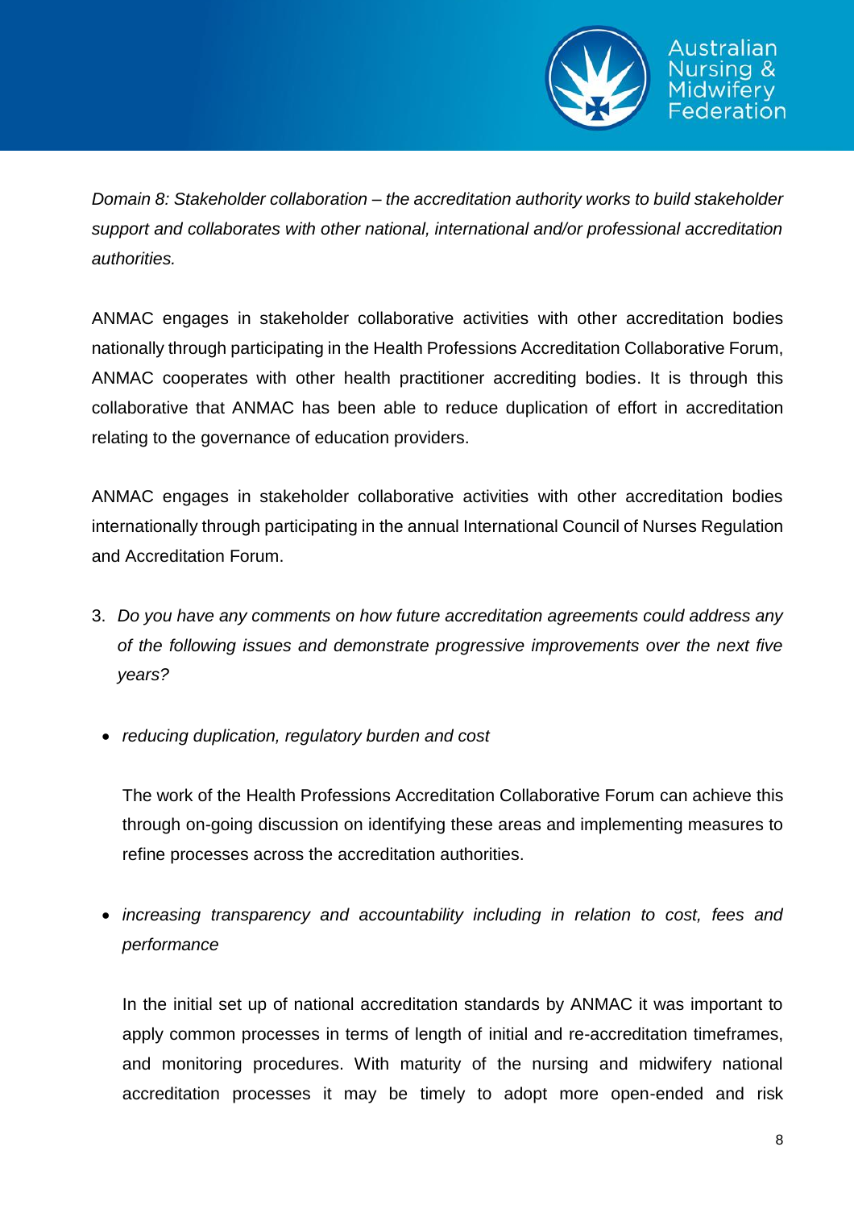*Domain 8: Stakeholder collaboration – the accreditation authority works to build stakeholder support and collaborates with other national, international and/or professional accreditation authorities.*

ANMAC engages in stakeholder collaborative activities with other accreditation bodies nationally through participating in the Health Professions Accreditation Collaborative Forum, ANMAC cooperates with other health practitioner accrediting bodies. It is through this collaborative that ANMAC has been able to reduce duplication of effort in accreditation relating to the governance of education providers.

ANMAC engages in stakeholder collaborative activities with other accreditation bodies internationally through participating in the annual International Council of Nurses Regulation and Accreditation Forum.

3. *Do you have any comments on how future accreditation agreements could address any of the following issues and demonstrate progressive improvements over the next five years?*

- *reducing duplication, regulatory burden and cost*

  The work of the Health Professions Accreditation Collaborative Forum can achieve this through on-going discussion on identifying these areas and implementing measures to refine processes across the accreditation authorities.

- *increasing transparency and accountability including in relation to cost, fees and performance*

  In the initial set up of national accreditation standards by ANMAC it was important to apply common processes in terms of length of initial and re-accreditation timeframes, and monitoring procedures. With maturity of the nursing and midwifery national accreditation processes it may be timely to adopt more open-ended and risk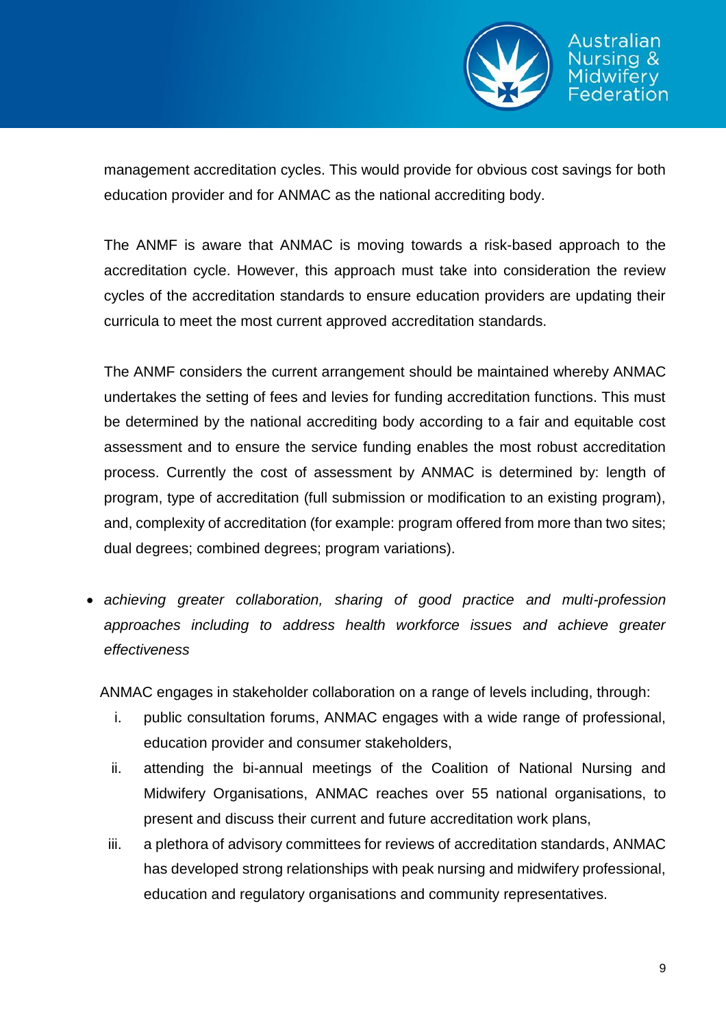management accreditation cycles. This would provide for obvious cost savings for both education provider and for ANMAC as the national accrediting body.

The ANMF is aware that ANMAC is moving towards a risk-based approach to the accreditation cycle. However, this approach must take into consideration the review cycles of the accreditation standards to ensure education providers are updating their curricula to meet the most current approved accreditation standards.

The ANMF considers the current arrangement should be maintained whereby ANMAC undertakes the setting of fees and levies for funding accreditation functions. This must be determined by the national accrediting body according to a fair and equitable cost assessment and to ensure the service funding enables the most robust accreditation process. Currently the cost of assessment by ANMAC is determined by: length of program, type of accreditation (full submission or modification to an existing program), and, complexity of accreditation (for example: program offered from more than two sites; dual degrees; combined degrees; program variations).

- *achieving greater collaboration, sharing of good practice and multi-profession approaches including to address health workforce issues and achieve greater effectiveness*

ANMAC engages in stakeholder collaboration on a range of levels including, through:

i. public consultation forums, ANMAC engages with a wide range of professional, education provider and consumer stakeholders,
ii. attending the bi-annual meetings of the Coalition of National Nursing and Midwifery Organisations, ANMAC reaches over 55 national organisations, to present and discuss their current and future accreditation work plans,
iii. a plethora of advisory committees for reviews of accreditation standards, ANMAC has developed strong relationships with peak nursing and midwifery professional, education and regulatory organisations and community representatives.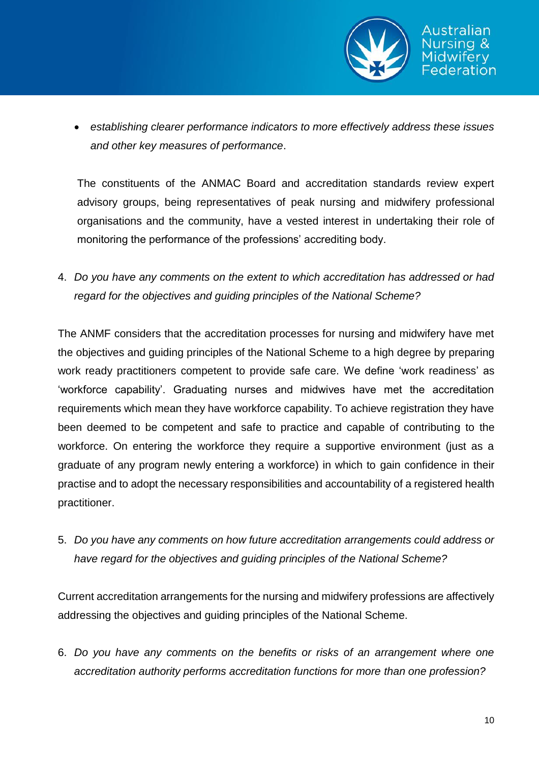- *establishing clearer performance indicators to more effectively address these issues and other key measures of performance*.

The constituents of the ANMAC Board and accreditation standards review expert advisory groups, being representatives of peak nursing and midwifery professional organisations and the community, have a vested interest in undertaking their role of monitoring the performance of the professions' accrediting body.

4. *Do you have any comments on the extent to which accreditation has addressed or had regard for the objectives and guiding principles of the National Scheme?*

The ANMF considers that the accreditation processes for nursing and midwifery have met the objectives and guiding principles of the National Scheme to a high degree by preparing work ready practitioners competent to provide safe care. We define 'work readiness' as 'workforce capability'. Graduating nurses and midwives have met the accreditation requirements which mean they have workforce capability. To achieve registration they have been deemed to be competent and safe to practice and capable of contributing to the workforce. On entering the workforce they require a supportive environment (just as a graduate of any program newly entering a workforce) in which to gain confidence in their practise and to adopt the necessary responsibilities and accountability of a registered health practitioner.

5. *Do you have any comments on how future accreditation arrangements could address or have regard for the objectives and guiding principles of the National Scheme?*

Current accreditation arrangements for the nursing and midwifery professions are affectively addressing the objectives and guiding principles of the National Scheme.

6. *Do you have any comments on the benefits or risks of an arrangement where one accreditation authority performs accreditation functions for more than one profession?*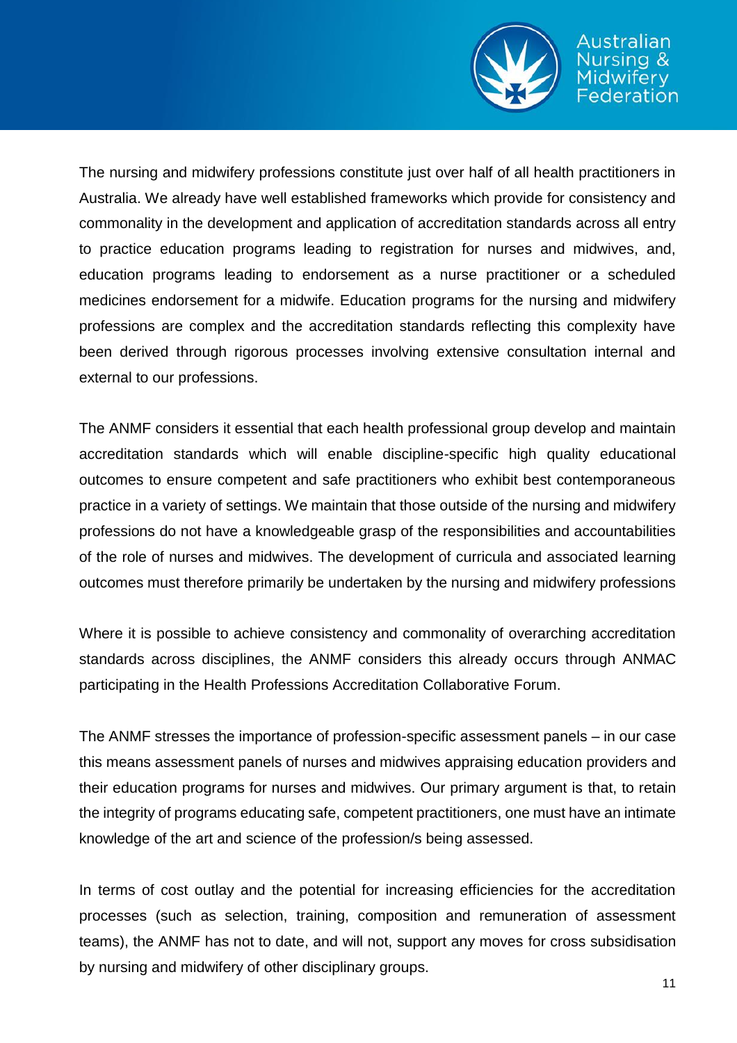The nursing and midwifery professions constitute just over half of all health practitioners in Australia. We already have well established frameworks which provide for consistency and commonality in the development and application of accreditation standards across all entry to practice education programs leading to registration for nurses and midwives, and, education programs leading to endorsement as a nurse practitioner or a scheduled medicines endorsement for a midwife. Education programs for the nursing and midwifery professions are complex and the accreditation standards reflecting this complexity have been derived through rigorous processes involving extensive consultation internal and external to our professions.

The ANMF considers it essential that each health professional group develop and maintain accreditation standards which will enable discipline-specific high quality educational outcomes to ensure competent and safe practitioners who exhibit best contemporaneous practice in a variety of settings. We maintain that those outside of the nursing and midwifery professions do not have a knowledgeable grasp of the responsibilities and accountabilities of the role of nurses and midwives. The development of curricula and associated learning outcomes must therefore primarily be undertaken by the nursing and midwifery professions

Where it is possible to achieve consistency and commonality of overarching accreditation standards across disciplines, the ANMF considers this already occurs through ANMAC participating in the Health Professions Accreditation Collaborative Forum.

The ANMF stresses the importance of profession-specific assessment panels – in our case this means assessment panels of nurses and midwives appraising education providers and their education programs for nurses and midwives. Our primary argument is that, to retain the integrity of programs educating safe, competent practitioners, one must have an intimate knowledge of the art and science of the profession/s being assessed.

In terms of cost outlay and the potential for increasing efficiencies for the accreditation processes (such as selection, training, composition and remuneration of assessment teams), the ANMF has not to date, and will not, support any moves for cross subsidisation by nursing and midwifery of other disciplinary groups.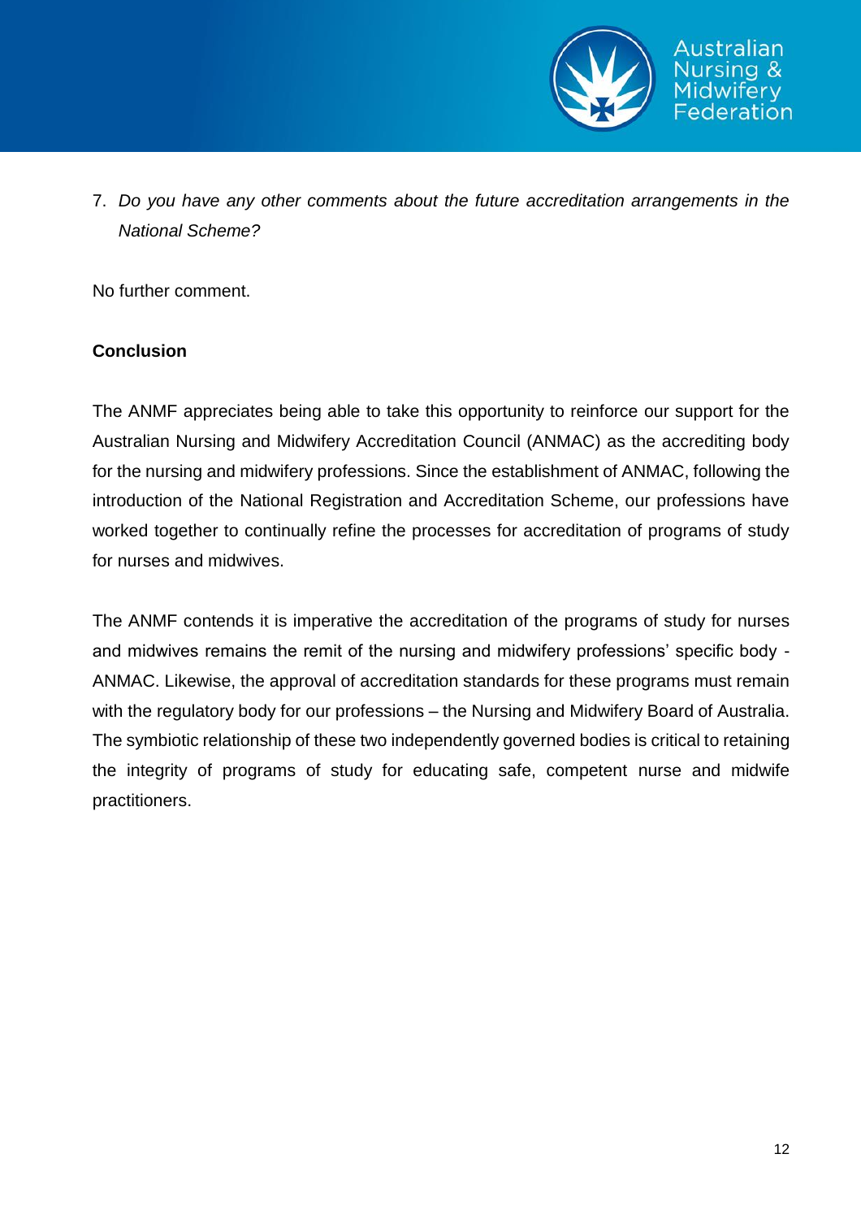7. *Do you have any other comments about the future accreditation arrangements in the National Scheme?*

No further comment.

**Conclusion**

The ANMF appreciates being able to take this opportunity to reinforce our support for the Australian Nursing and Midwifery Accreditation Council (ANMAC) as the accrediting body for the nursing and midwifery professions. Since the establishment of ANMAC, following the introduction of the National Registration and Accreditation Scheme, our professions have worked together to continually refine the processes for accreditation of programs of study for nurses and midwives.

The ANMF contends it is imperative the accreditation of the programs of study for nurses and midwives remains the remit of the nursing and midwifery professions' specific body - ANMAC. Likewise, the approval of accreditation standards for these programs must remain with the regulatory body for our professions – the Nursing and Midwifery Board of Australia. The symbiotic relationship of these two independently governed bodies is critical to retaining the integrity of programs of study for educating safe, competent nurse and midwife practitioners.